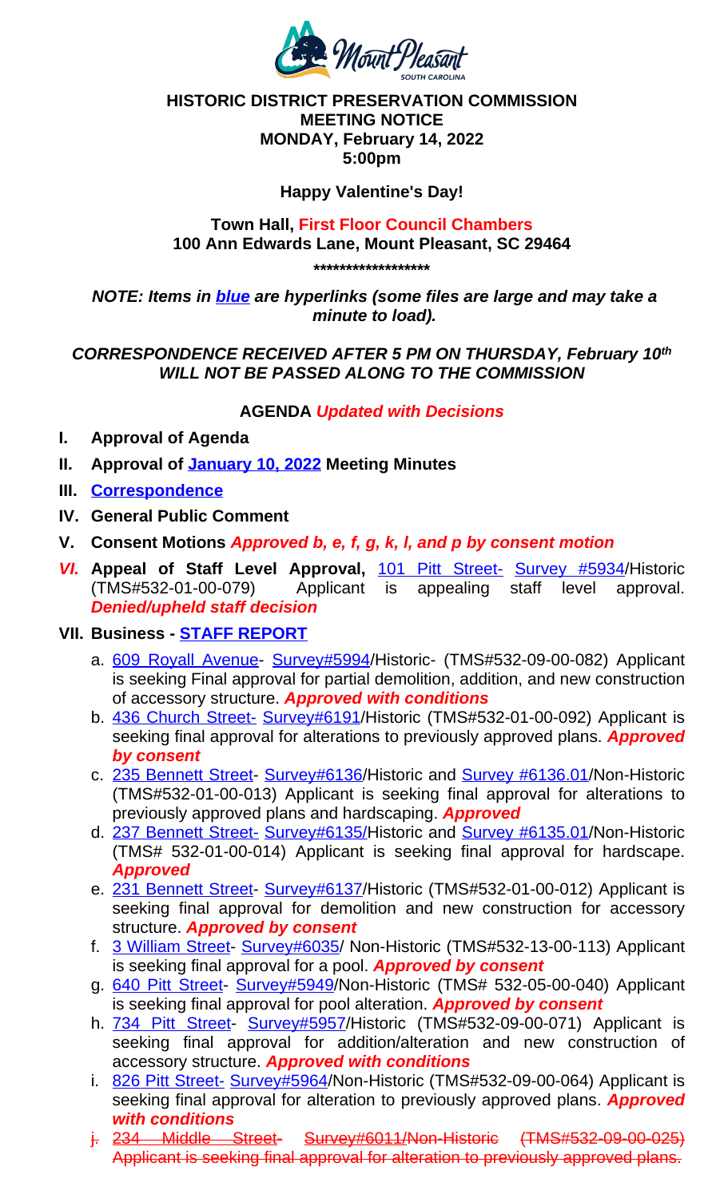**HISTORIC DISTRICT PRESERVATION COMMISSION**
**MEETING NOTICE**
**MONDAY, February 14, 2022**
**5:00pm**

**Happy Valentine's Day!**

**Town Hall, First Floor Council Chambers**
**100 Ann Edwards Lane, Mount Pleasant, SC 29464**

**\*\*\*\*\*\*\*\*\*\*\*\*\*\*\*\*\*\***

***NOTE: Items in blue are hyperlinks (some files are large and may take a minute to load).***

***CORRESPONDENCE RECEIVED AFTER 5 PM ON THURSDAY, February 10th WILL NOT BE PASSED ALONG TO THE COMMISSION***

**AGENDA *Updated with Decisions***

I. **Approval of Agenda**
II. **Approval of January 10, 2022 Meeting Minutes**
III. **Correspondence**
IV. **General Public Comment**
V. **Consent Motions *Approved b, e, f, g, k, l, and p by consent motion***
VI. **Appeal of Staff Level Approval,** 101 Pitt Street- Survey #5934/Historic (TMS#532-01-00-079) Applicant is appealing staff level approval. ***Denied/upheld staff decision***
VII. **Business - STAFF REPORT**
   a. 609 Royall Avenue- Survey#5994/Historic- (TMS#532-09-00-082) Applicant is seeking Final approval for partial demolition, addition, and new construction of accessory structure. ***Approved with conditions***
   b. 436 Church Street- Survey#6191/Historic (TMS#532-01-00-092) Applicant is seeking final approval for alterations to previously approved plans. ***Approved by consent***
   c. 235 Bennett Street- Survey#6136/Historic and Survey #6136.01/Non-Historic (TMS#532-01-00-013) Applicant is seeking final approval for alterations to previously approved plans and hardscaping. ***Approved***
   d. 237 Bennett Street- Survey#6135/Historic and Survey #6135.01/Non-Historic (TMS# 532-01-00-014) Applicant is seeking final approval for hardscape. ***Approved***
   e. 231 Bennett Street- Survey#6137/Historic (TMS#532-01-00-012) Applicant is seeking final approval for demolition and new construction for accessory structure. ***Approved by consent***
   f. 3 William Street- Survey#6035/ Non-Historic (TMS#532-13-00-113) Applicant is seeking final approval for a pool. ***Approved by consent***
   g. 640 Pitt Street- Survey#5949/Non-Historic (TMS# 532-05-00-040) Applicant is seeking final approval for pool alteration. ***Approved by consent***
   h. 734 Pitt Street- Survey#5957/Historic (TMS#532-09-00-071) Applicant is seeking final approval for addition/alteration and new construction of accessory structure. ***Approved with conditions***
   i. 826 Pitt Street- Survey#5964/Non-Historic (TMS#532-09-00-064) Applicant is seeking final approval for alteration to previously approved plans. ***Approved with conditions***
   j. ~~234 Middle Street- Survey#6011/Non-Historic (TMS#532-09-00-025) Applicant is seeking final approval for alteration to previously approved plans.~~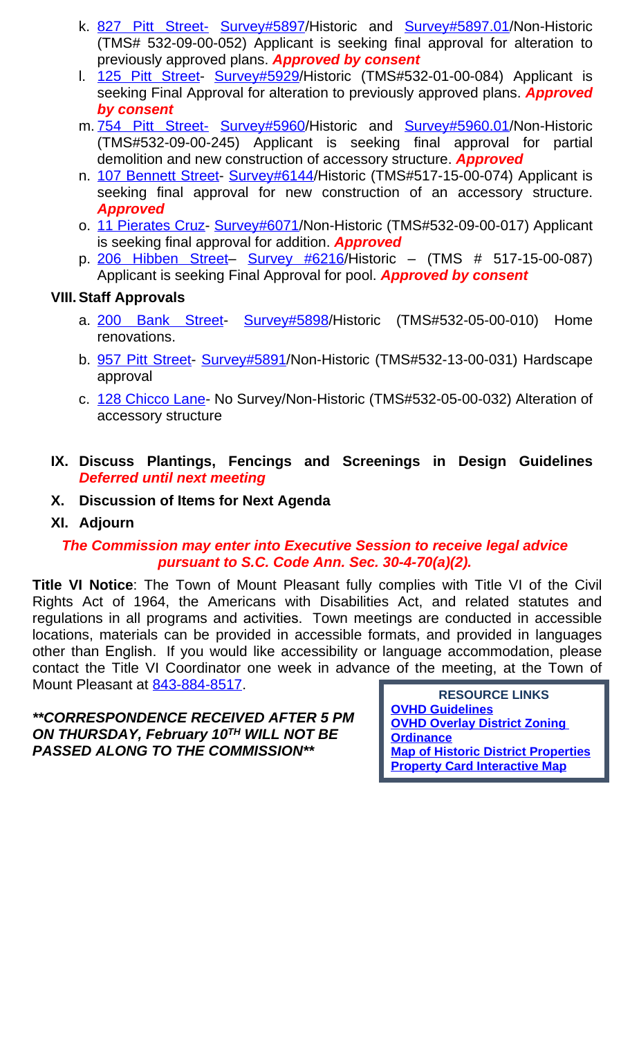k. 827 Pitt Street- Survey#5897/Historic and Survey#5897.01/Non-Historic (TMS# 532-09-00-052) Applicant is seeking final approval for alteration to previously approved plans. ***Approved by consent***

l. 125 Pitt Street- Survey#5929/Historic (TMS#532-01-00-084) Applicant is seeking Final Approval for alteration to previously approved plans. ***Approved by consent***

m. 754 Pitt Street- Survey#5960/Historic and Survey#5960.01/Non-Historic (TMS#532-09-00-245) Applicant is seeking final approval for partial demolition and new construction of accessory structure. ***Approved***

n. 107 Bennett Street- Survey#6144/Historic (TMS#517-15-00-074) Applicant is seeking final approval for new construction of an accessory structure. ***Approved***

o. 11 Pierates Cruz- Survey#6071/Non-Historic (TMS#532-09-00-017) Applicant is seeking final approval for addition. ***Approved***

p. 206 Hibben Street– Survey #6216/Historic – (TMS # 517-15-00-087) Applicant is seeking Final Approval for pool. ***Approved by consent***

**VIII. Staff Approvals**

a. 200 Bank Street- Survey#5898/Historic (TMS#532-05-00-010) Home renovations.

b. 957 Pitt Street- Survey#5891/Non-Historic (TMS#532-13-00-031) Hardscape approval

c. 128 Chicco Lane- No Survey/Non-Historic (TMS#532-05-00-032) Alteration of accessory structure

**IX. Discuss Plantings, Fencings and Screenings in Design Guidelines** ***Deferred until next meeting***

**X. Discussion of Items for Next Agenda**

**XI. Adjourn**

***The Commission may enter into Executive Session to receive legal advice pursuant to S.C. Code Ann. Sec. 30-4-70(a)(2).***

**Title VI Notice**: The Town of Mount Pleasant fully complies with Title VI of the Civil Rights Act of 1964, the Americans with Disabilities Act, and related statutes and regulations in all programs and activities. Town meetings are conducted in accessible locations, materials can be provided in accessible formats, and provided in languages other than English. If you would like accessibility or language accommodation, please contact the Title VI Coordinator one week in advance of the meeting, at the Town of Mount Pleasant at 843-884-8517.

***\*\*CORRESPONDENCE RECEIVED AFTER 5 PM ON THURSDAY, February 10TH WILL NOT BE PASSED ALONG TO THE COMMISSION\*\****

**RESOURCE LINKS**

**OVHD Guidelines**

**OVHD Overlay District Zoning Ordinance**

**Map of Historic District Properties**

**Property Card Interactive Map**